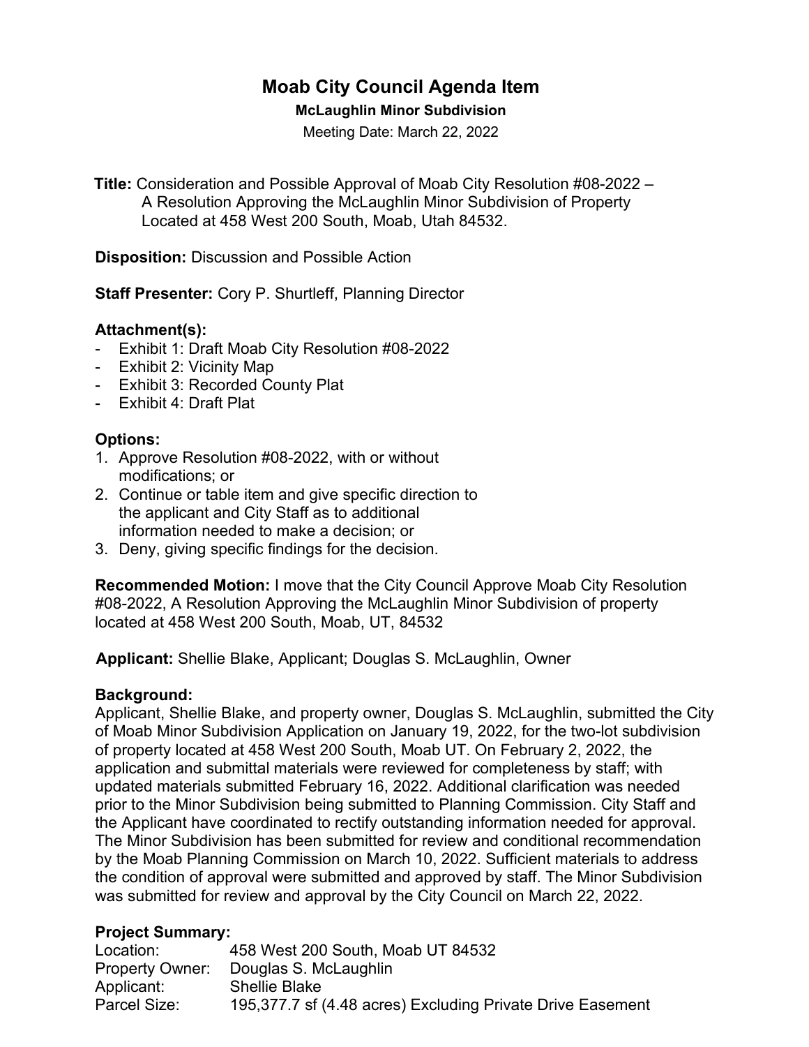# Moab City Council Agenda Item

**McLaughlin Minor Subdivision**

Meeting Date: March 22, 2022

**Title:** Consideration and Possible Approval of Moab City Resolution #08-2022 – A Resolution Approving the McLaughlin Minor Subdivision of Property Located at 458 West 200 South, Moab, Utah 84532.

**Disposition:** Discussion and Possible Action

**Staff Presenter:** Cory P. Shurtleff, Planning Director

### Attachment(s):

- Exhibit 1: Draft Moab City Resolution #08-2022
- Exhibit 2: Vicinity Map
- Exhibit 3: Recorded County Plat
- Exhibit 4: Draft Plat

### Options:

1. Approve Resolution #08-2022, with or without modifications; or
2. Continue or table item and give specific direction to the applicant and City Staff as to additional information needed to make a decision; or
3. Deny, giving specific findings for the decision.

**Recommended Motion:** I move that the City Council Approve Moab City Resolution #08-2022, A Resolution Approving the McLaughlin Minor Subdivision of property located at 458 West 200 South, Moab, UT, 84532

**Applicant:** Shellie Blake, Applicant; Douglas S. McLaughlin, Owner

### Background:

Applicant, Shellie Blake, and property owner, Douglas S. McLaughlin, submitted the City of Moab Minor Subdivision Application on January 19, 2022, for the two-lot subdivision of property located at 458 West 200 South, Moab UT. On February 2, 2022, the application and submittal materials were reviewed for completeness by staff; with updated materials submitted February 16, 2022. Additional clarification was needed prior to the Minor Subdivision being submitted to Planning Commission. City Staff and the Applicant have coordinated to rectify outstanding information needed for approval. The Minor Subdivision has been submitted for review and conditional recommendation by the Moab Planning Commission on March 10, 2022. Sufficient materials to address the condition of approval were submitted and approved by staff. The Minor Subdivision was submitted for review and approval by the City Council on March 22, 2022.

### Project Summary:

| | |
|---|---|
| Location: | 458 West 200 South, Moab UT 84532 |
| Property Owner: | Douglas S. McLaughlin |
| Applicant: | Shellie Blake |
| Parcel Size: | 195,377.7 sf (4.48 acres) Excluding Private Drive Easement |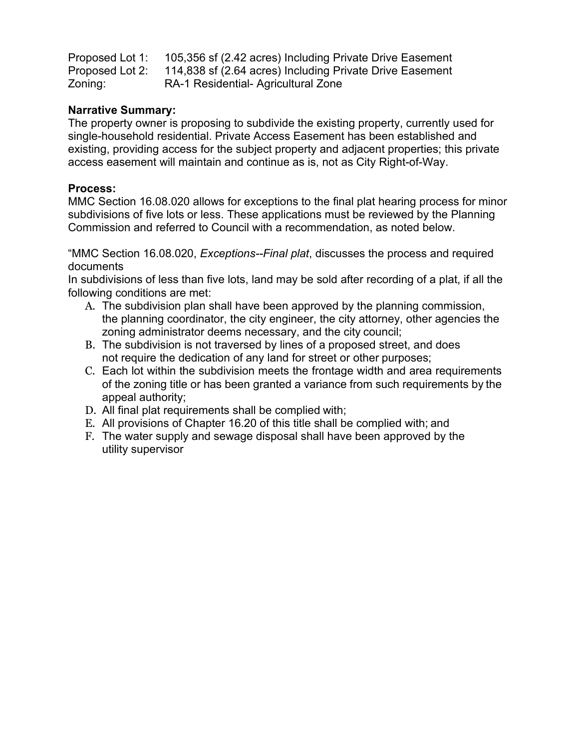Proposed Lot 1: 105,356 sf (2.42 acres) Including Private Drive Easement
Proposed Lot 2: 114,838 sf (2.64 acres) Including Private Drive Easement
Zoning: RA-1 Residential- Agricultural Zone

**Narrative Summary:**
The property owner is proposing to subdivide the existing property, currently used for single-household residential. Private Access Easement has been established and existing, providing access for the subject property and adjacent properties; this private access easement will maintain and continue as is, not as City Right-of-Way.

**Process:**
MMC Section 16.08.020 allows for exceptions to the final plat hearing process for minor subdivisions of five lots or less. These applications must be reviewed by the Planning Commission and referred to Council with a recommendation, as noted below.

"MMC Section 16.08.020, *Exceptions--Final plat*, discusses the process and required documents
In subdivisions of less than five lots, land may be sold after recording of a plat, if all the following conditions are met:

A. The subdivision plan shall have been approved by the planning commission, the planning coordinator, the city engineer, the city attorney, other agencies the zoning administrator deems necessary, and the city council;
B. The subdivision is not traversed by lines of a proposed street, and does not require the dedication of any land for street or other purposes;
C. Each lot within the subdivision meets the frontage width and area requirements of the zoning title or has been granted a variance from such requirements by the appeal authority;
D. All final plat requirements shall be complied with;
E. All provisions of Chapter 16.20 of this title shall be complied with; and
F. The water supply and sewage disposal shall have been approved by the utility supervisor